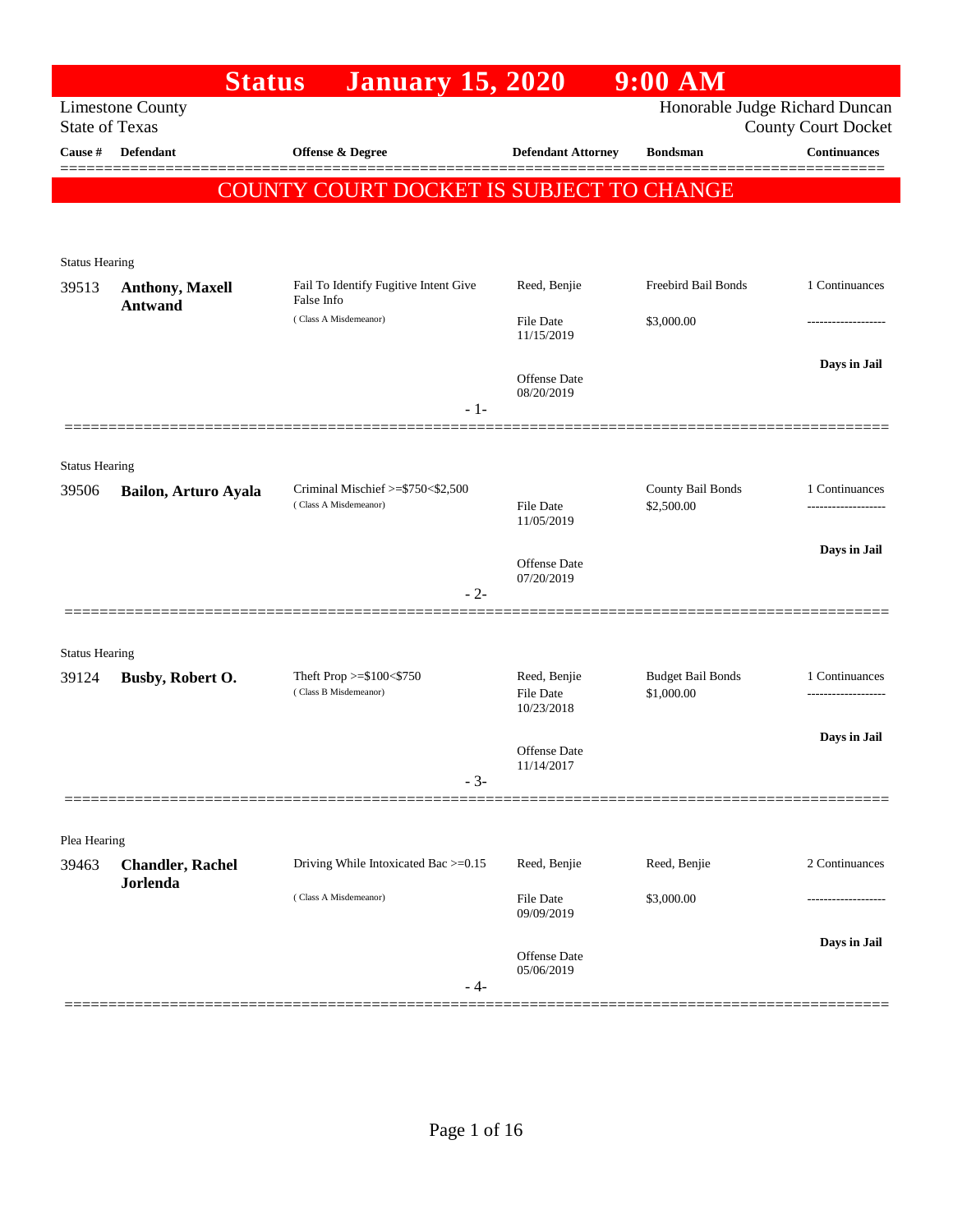# Status January 15, 2020 9:00 AM

Limestone County
State of Texas

Honorable Judge Richard Duncan
County Court Docket

| Cause # | Defendant | Offense & Degree | Defendant Attorney | Bondsman | Continuances |
|---|---|---|---|---|---|

**COUNTY COURT DOCKET IS SUBJECT TO CHANGE**

---

Status Hearing

| Cause # | Defendant | Offense & Degree | Defendant Attorney | Bondsman | Continuances |
|---|---|---|---|---|---|
| 39513 | **Anthony, Maxell Antwand** | Fail To Identify Fugitive Intent Give False Info (Class A Misdemeanor) | Reed, Benjie | Freebird Bail Bonds | 1 Continuances |
| | | | File Date 11/15/2019 | $3,000.00 | ------------------- |
| | | | Offense Date 08/20/2019 | | Days in Jail |

- 1-

---

Status Hearing

| Cause # | Defendant | Offense & Degree | Defendant Attorney | Bondsman | Continuances |
|---|---|---|---|---|---|
| 39506 | **Bailon, Arturo Ayala** | Criminal Mischief >=$750<$2,500 (Class A Misdemeanor) | | County Bail Bonds | 1 Continuances |
| | | | File Date 11/05/2019 | $2,500.00 | ------------------- |
| | | | Offense Date 07/20/2019 | | Days in Jail |

- 2-

---

Status Hearing

| Cause # | Defendant | Offense & Degree | Defendant Attorney | Bondsman | Continuances |
|---|---|---|---|---|---|
| 39124 | **Busby, Robert O.** | Theft Prop >=$100<$750 (Class B Misdemeanor) | Reed, Benjie | Budget Bail Bonds | 1 Continuances |
| | | | File Date 10/23/2018 | $1,000.00 | ------------------- |
| | | | Offense Date 11/14/2017 | | Days in Jail |

- 3-

---

Plea Hearing

| Cause # | Defendant | Offense & Degree | Defendant Attorney | Bondsman | Continuances |
|---|---|---|---|---|---|
| 39463 | **Chandler, Rachel Jorlenda** | Driving While Intoxicated Bac >=0.15 (Class A Misdemeanor) | Reed, Benjie | Reed, Benjie | 2 Continuances |
| | | | File Date 09/09/2019 | $3,000.00 | ------------------- |
| | | | Offense Date 05/06/2019 | | Days in Jail |

- 4-

---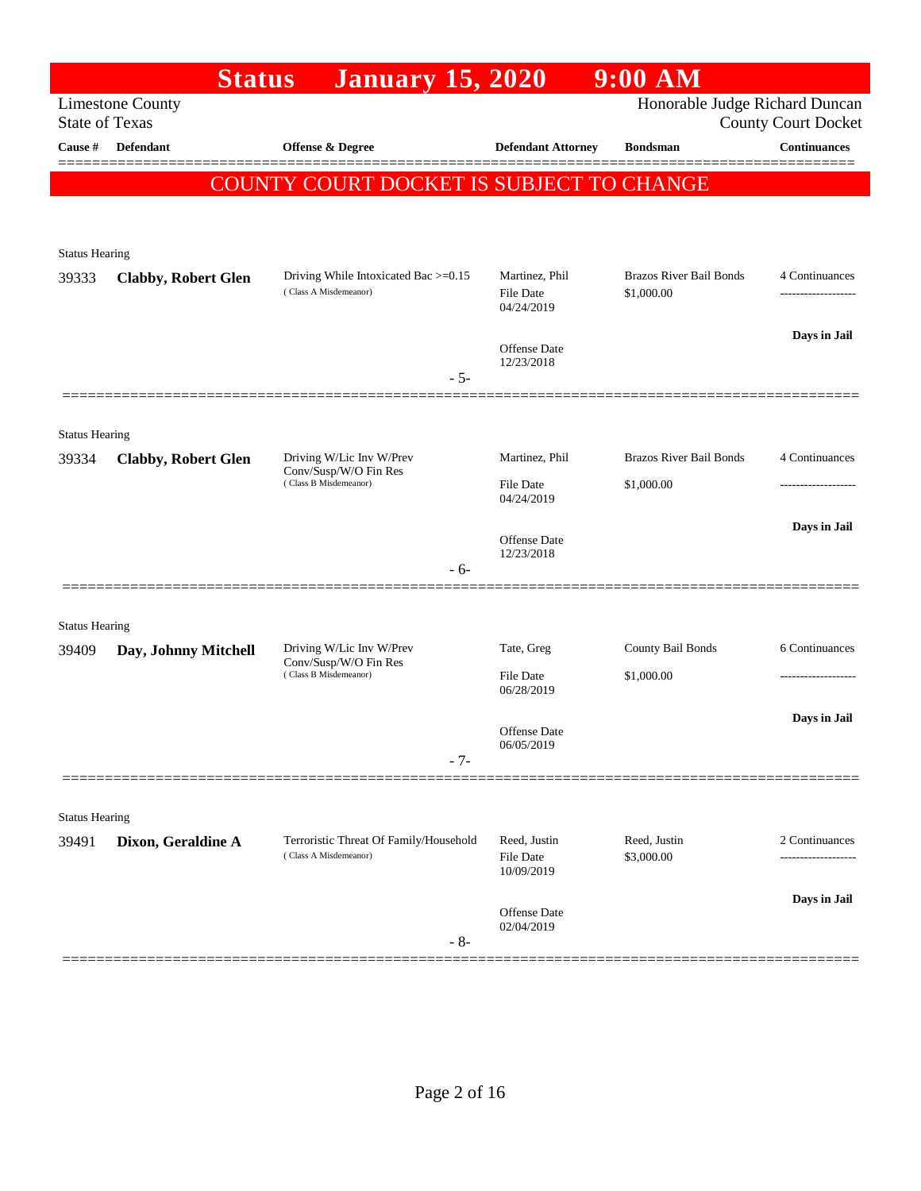# Status January 15, 2020 9:00 AM

Limestone County
State of Texas

Honorable Judge Richard Duncan
County Court Docket

| Cause # | Defendant | Offense & Degree | Defendant Attorney | Bondsman | Continuances |
|---|---|---|---|---|---|

**COUNTY COURT DOCKET IS SUBJECT TO CHANGE**

Status Hearing

| Cause # | Defendant | Offense & Degree | Defendant Attorney | Bondsman | Continuances |
|---|---|---|---|---|---|
| 39333 | **Clabby, Robert Glen** | Driving While Intoxicated Bac >=0.15 (Class A Misdemeanor) | Martinez, Phil<br>File Date 04/24/2019<br>Offense Date 12/23/2018 | Brazos River Bail Bonds<br>$1,000.00 | 4 Continuances<br>-------------------<br>**Days in Jail** |

- 5-

Status Hearing

| Cause # | Defendant | Offense & Degree | Defendant Attorney | Bondsman | Continuances |
|---|---|---|---|---|---|
| 39334 | **Clabby, Robert Glen** | Driving W/Lic Inv W/Prev Conv/Susp/W/O Fin Res (Class B Misdemeanor) | Martinez, Phil<br>File Date 04/24/2019<br>Offense Date 12/23/2018 | Brazos River Bail Bonds<br>$1,000.00 | 4 Continuances<br>-------------------<br>**Days in Jail** |

- 6-

Status Hearing

| Cause # | Defendant | Offense & Degree | Defendant Attorney | Bondsman | Continuances |
|---|---|---|---|---|---|
| 39409 | **Day, Johnny Mitchell** | Driving W/Lic Inv W/Prev Conv/Susp/W/O Fin Res (Class B Misdemeanor) | Tate, Greg<br>File Date 06/28/2019<br>Offense Date 06/05/2019 | County Bail Bonds<br>$1,000.00 | 6 Continuances<br>-------------------<br>**Days in Jail** |

- 7-

Status Hearing

| Cause # | Defendant | Offense & Degree | Defendant Attorney | Bondsman | Continuances |
|---|---|---|---|---|---|
| 39491 | **Dixon, Geraldine A** | Terroristic Threat Of Family/Household (Class A Misdemeanor) | Reed, Justin<br>File Date 10/09/2019<br>Offense Date 02/04/2019 | Reed, Justin<br>$3,000.00 | 2 Continuances<br>-------------------<br>**Days in Jail** |

- 8-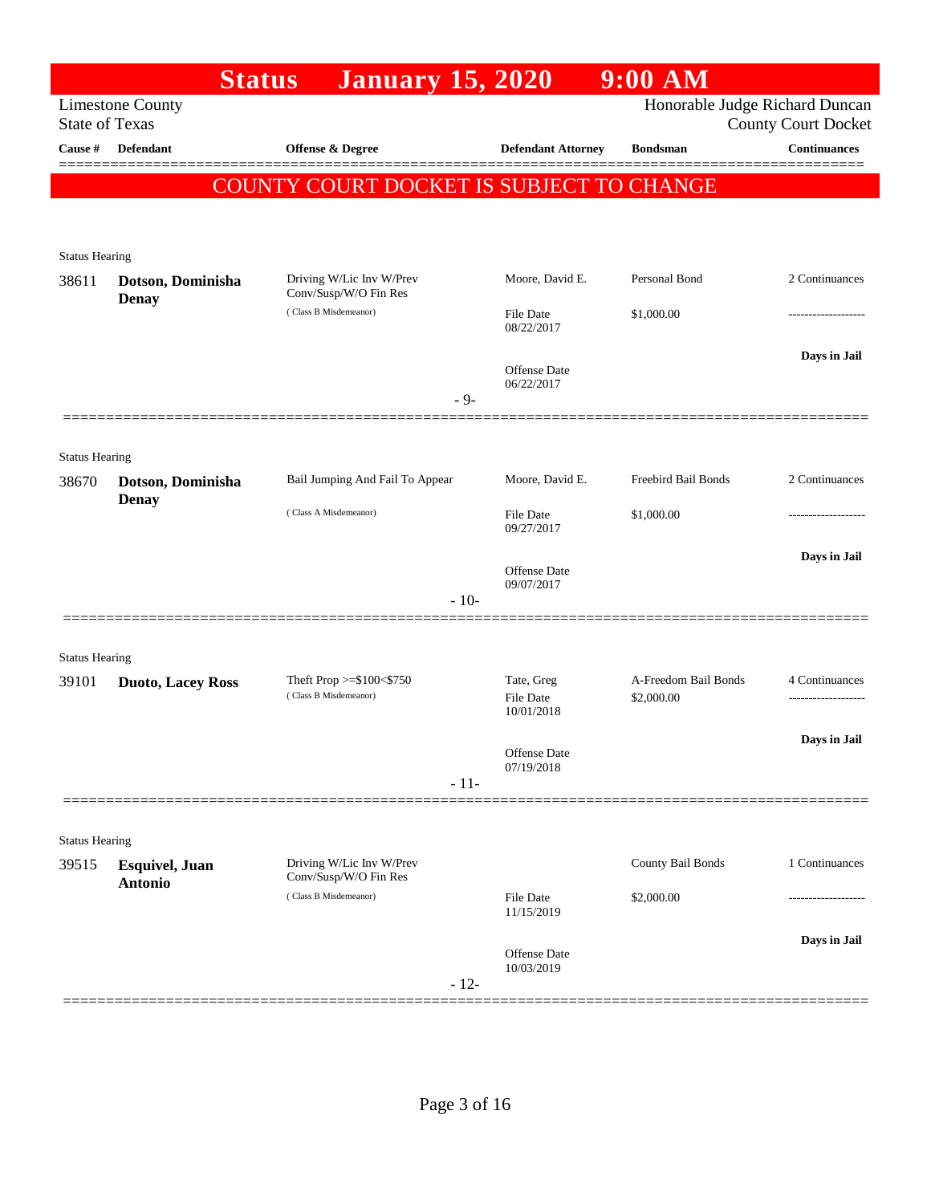# Status January 15, 2020 9:00 AM

Limestone County
State of Texas

Honorable Judge Richard Duncan
County Court Docket

| Cause # | Defendant | Offense & Degree | Defendant Attorney | Bondsman | Continuances |
|---|---|---|---|---|---|

**COUNTY COURT DOCKET IS SUBJECT TO CHANGE**

---

Status Hearing

| Cause # | Defendant | Offense & Degree | Defendant Attorney | Bondsman | Continuances |
|---|---|---|---|---|---|
| 38611 | **Dotson, Dominisha Denay** | Driving W/Lic Inv W/Prev Conv/Susp/W/O Fin Res (Class B Misdemeanor) | Moore, David E. | Personal Bond | 2 Continuances |
| | | | File Date 08/22/2017 | $1,000.00 | ------------------- |
| | | | Offense Date 06/22/2017 | | **Days in Jail** |

- 9-

---

Status Hearing

| Cause # | Defendant | Offense & Degree | Defendant Attorney | Bondsman | Continuances |
|---|---|---|---|---|---|
| 38670 | **Dotson, Dominisha Denay** | Bail Jumping And Fail To Appear (Class A Misdemeanor) | Moore, David E. | Freebird Bail Bonds | 2 Continuances |
| | | | File Date 09/27/2017 | $1,000.00 | ------------------- |
| | | | Offense Date 09/07/2017 | | **Days in Jail** |

- 10-

---

Status Hearing

| Cause # | Defendant | Offense & Degree | Defendant Attorney | Bondsman | Continuances |
|---|---|---|---|---|---|
| 39101 | **Duoto, Lacey Ross** | Theft Prop >=$100<$750 (Class B Misdemeanor) | Tate, Greg | A-Freedom Bail Bonds | 4 Continuances |
| | | | File Date 10/01/2018 | $2,000.00 | ------------------- |
| | | | Offense Date 07/19/2018 | | **Days in Jail** |

- 11-

---

Status Hearing

| Cause # | Defendant | Offense & Degree | Defendant Attorney | Bondsman | Continuances |
|---|---|---|---|---|---|
| 39515 | **Esquivel, Juan Antonio** | Driving W/Lic Inv W/Prev Conv/Susp/W/O Fin Res (Class B Misdemeanor) | | County Bail Bonds | 1 Continuances |
| | | | File Date 11/15/2019 | $2,000.00 | ------------------- |
| | | | Offense Date 10/03/2019 | | **Days in Jail** |

- 12-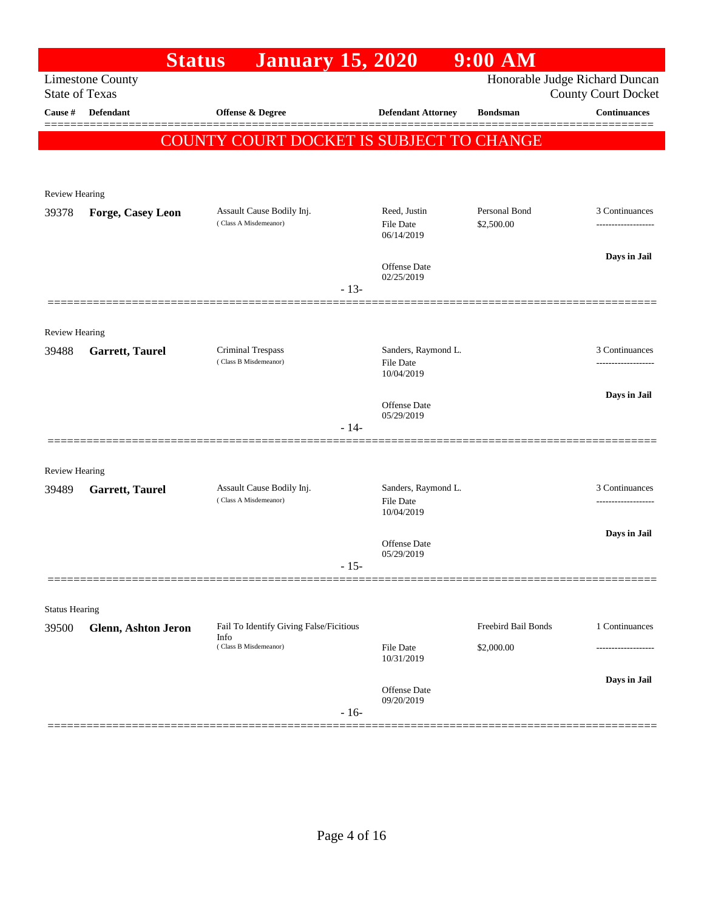# Status January 15, 2020 9:00 AM

Limestone County
State of Texas

Honorable Judge Richard Duncan
County Court Docket

| Cause # | Defendant | Offense & Degree | Defendant Attorney | Bondsman | Continuances |
|---|---|---|---|---|---|

**COUNTY COURT DOCKET IS SUBJECT TO CHANGE**

Review Hearing

| Cause # | Defendant | Offense & Degree | Defendant Attorney | Bondsman | Continuances |
|---|---|---|---|---|---|
| 39378 | **Forge, Casey Leon** | Assault Cause Bodily Inj. (Class A Misdemeanor) | Reed, Justin<br>File Date 06/14/2019<br>Offense Date 02/25/2019 | Personal Bond<br>$2,500.00 | 3 Continuances<br>-------------------<br>**Days in Jail** |

- 13-

Review Hearing

| Cause # | Defendant | Offense & Degree | Defendant Attorney | Bondsman | Continuances |
|---|---|---|---|---|---|
| 39488 | **Garrett, Taurel** | Criminal Trespass (Class B Misdemeanor) | Sanders, Raymond L.<br>File Date 10/04/2019<br>Offense Date 05/29/2019 | | 3 Continuances<br>-------------------<br>**Days in Jail** |

- 14-

Review Hearing

| Cause # | Defendant | Offense & Degree | Defendant Attorney | Bondsman | Continuances |
|---|---|---|---|---|---|
| 39489 | **Garrett, Taurel** | Assault Cause Bodily Inj. (Class A Misdemeanor) | Sanders, Raymond L.<br>File Date 10/04/2019<br>Offense Date 05/29/2019 | | 3 Continuances<br>-------------------<br>**Days in Jail** |

- 15-

Status Hearing

| Cause # | Defendant | Offense & Degree | Defendant Attorney | Bondsman | Continuances |
|---|---|---|---|---|---|
| 39500 | **Glenn, Ashton Jeron** | Fail To Identify Giving False/Ficitious Info (Class B Misdemeanor) | File Date 10/31/2019<br>Offense Date 09/20/2019 | Freebird Bail Bonds<br>$2,000.00 | 1 Continuances<br>-------------------<br>**Days in Jail** |

- 16-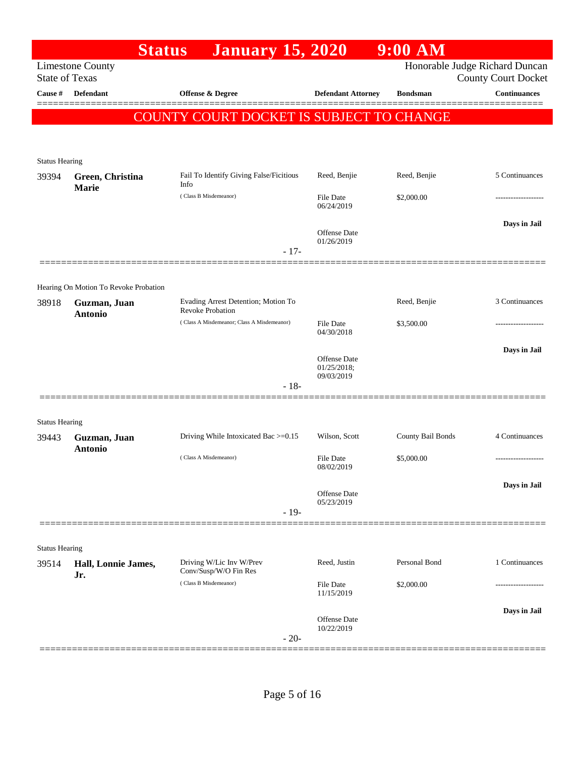# Status January 15, 2020 9:00 AM

Limestone County
State of Texas

Honorable Judge Richard Duncan
County Court Docket

**COUNTY COURT DOCKET IS SUBJECT TO CHANGE**

| Cause # | Defendant | Offense & Degree | Defendant Attorney | Bondsman | Continuances |
|---|---|---|---|---|---|
| Status Hearing | | | | | |
| 39394 | **Green, Christina Marie** | Fail To Identify Giving False/Ficitious Info (Class B Misdemeanor) | Reed, Benjie | Reed, Benjie | 5 Continuances |
| | | | File Date 06/24/2019 | $2,000.00 | ------------------- |
| | | | Offense Date 01/26/2019 | | **Days in Jail** |
| | | - 17- | | | |
| Hearing On Motion To Revoke Probation | | | | | |
| 38918 | **Guzman, Juan Antonio** | Evading Arrest Detention; Motion To Revoke Probation (Class A Misdemeanor; Class A Misdemeanor) | | Reed, Benjie | 3 Continuances |
| | | | File Date 04/30/2018 | $3,500.00 | ------------------- |
| | | | Offense Date 01/25/2018; 09/03/2019 | | **Days in Jail** |
| | | - 18- | | | |
| Status Hearing | | | | | |
| 39443 | **Guzman, Juan Antonio** | Driving While Intoxicated Bac >=0.15 (Class A Misdemeanor) | Wilson, Scott | County Bail Bonds | 4 Continuances |
| | | | File Date 08/02/2019 | $5,000.00 | ------------------- |
| | | | Offense Date 05/23/2019 | | **Days in Jail** |
| | | - 19- | | | |
| Status Hearing | | | | | |
| 39514 | **Hall, Lonnie James, Jr.** | Driving W/Lic Inv W/Prev Conv/Susp/W/O Fin Res (Class B Misdemeanor) | Reed, Justin | Personal Bond | 1 Continuances |
| | | | File Date 11/15/2019 | $2,000.00 | ------------------- |
| | | | Offense Date 10/22/2019 | | **Days in Jail** |
| | | - 20- | | | |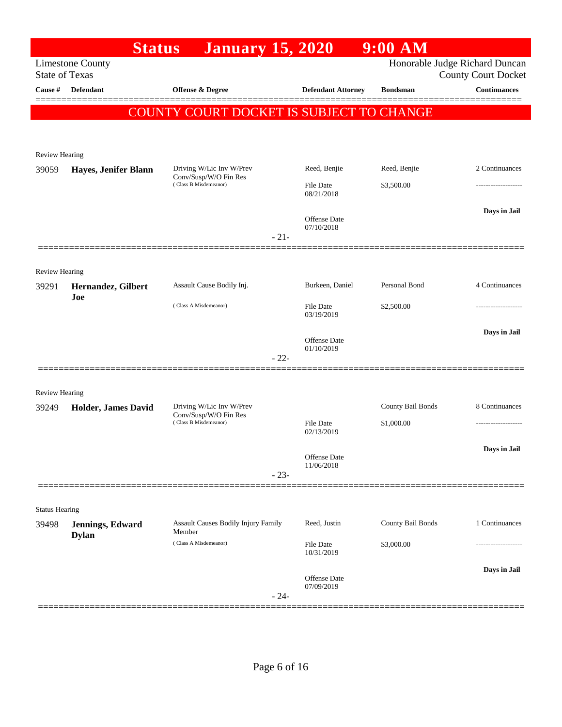# Status January 15, 2020 9:00 AM

Limestone County
State of Texas

Honorable Judge Richard Duncan
County Court Docket

| Cause # | Defendant | Offense & Degree | Defendant Attorney | Bondsman | Continuances |
|---|---|---|---|---|---|

**COUNTY COURT DOCKET IS SUBJECT TO CHANGE**

Review Hearing

| Cause # | Defendant | Offense & Degree | Defendant Attorney | Bondsman | Continuances |
|---|---|---|---|---|---|
| 39059 | **Hayes, Jenifer Blann** | Driving W/Lic Inv W/Prev Conv/Susp/W/O Fin Res (Class B Misdemeanor) | Reed, Benjie | Reed, Benjie | 2 Continuances |
| | | | File Date 08/21/2018 | $3,500.00 | ------------------- |
| | | | Offense Date 07/10/2018 | | **Days in Jail** |

- 21-

Review Hearing

| Cause # | Defendant | Offense & Degree | Defendant Attorney | Bondsman | Continuances |
|---|---|---|---|---|---|
| 39291 | **Hernandez, Gilbert Joe** | Assault Cause Bodily Inj. (Class A Misdemeanor) | Burkeen, Daniel | Personal Bond | 4 Continuances |
| | | | File Date 03/19/2019 | $2,500.00 | ------------------- |
| | | | Offense Date 01/10/2019 | | **Days in Jail** |

- 22-

Review Hearing

| Cause # | Defendant | Offense & Degree | Defendant Attorney | Bondsman | Continuances |
|---|---|---|---|---|---|
| 39249 | **Holder, James David** | Driving W/Lic Inv W/Prev Conv/Susp/W/O Fin Res (Class B Misdemeanor) | | County Bail Bonds | 8 Continuances |
| | | | File Date 02/13/2019 | $1,000.00 | ------------------- |
| | | | Offense Date 11/06/2018 | | **Days in Jail** |

- 23-

Status Hearing

| Cause # | Defendant | Offense & Degree | Defendant Attorney | Bondsman | Continuances |
|---|---|---|---|---|---|
| 39498 | **Jennings, Edward Dylan** | Assault Causes Bodily Injury Family Member (Class A Misdemeanor) | Reed, Justin | County Bail Bonds | 1 Continuances |
| | | | File Date 10/31/2019 | $3,000.00 | ------------------- |
| | | | Offense Date 07/09/2019 | | **Days in Jail** |

- 24-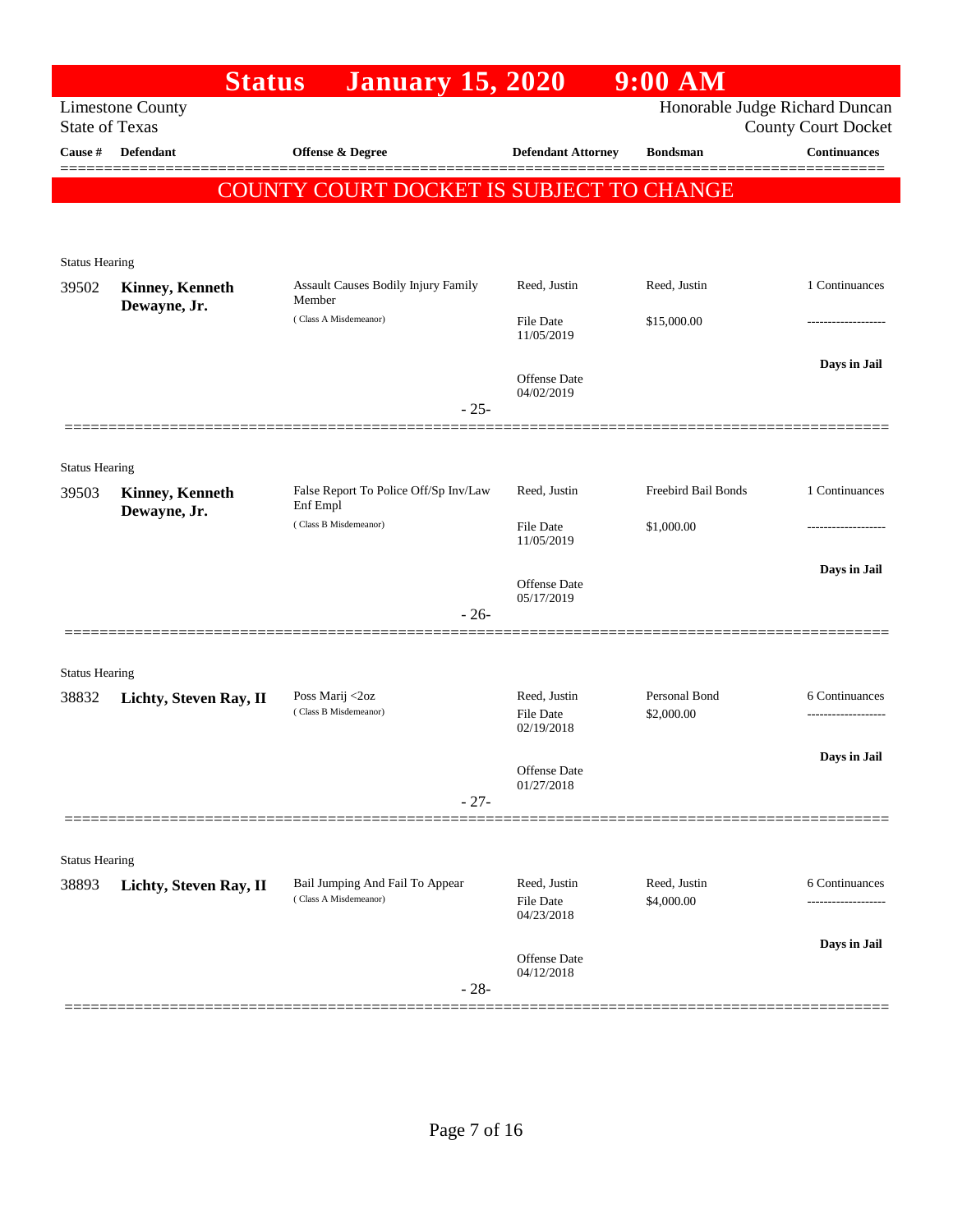# Status January 15, 2020 9:00 AM

Limestone County
State of Texas

Honorable Judge Richard Duncan
County Court Docket

**COUNTY COURT DOCKET IS SUBJECT TO CHANGE**

| Cause # | Defendant | Offense & Degree | Defendant Attorney | Bondsman | Continuances |
|---|---|---|---|---|---|
| Status Hearing | | | | | |
| 39502 | **Kinney, Kenneth Dewayne, Jr.** | Assault Causes Bodily Injury Family Member (Class A Misdemeanor) | Reed, Justin<br>File Date 11/05/2019<br>Offense Date 04/02/2019 | Reed, Justin<br>$15,000.00 | 1 Continuances<br>-------------------<br>**Days in Jail** |
| | | - 25- | | | |
| Status Hearing | | | | | |
| 39503 | **Kinney, Kenneth Dewayne, Jr.** | False Report To Police Off/Sp Inv/Law Enf Empl (Class B Misdemeanor) | Reed, Justin<br>File Date 11/05/2019<br>Offense Date 05/17/2019 | Freebird Bail Bonds<br>$1,000.00 | 1 Continuances<br>-------------------<br>**Days in Jail** |
| | | - 26- | | | |
| Status Hearing | | | | | |
| 38832 | **Lichty, Steven Ray, II** | Poss Marij <2oz (Class B Misdemeanor) | Reed, Justin<br>File Date 02/19/2018<br>Offense Date 01/27/2018 | Personal Bond<br>$2,000.00 | 6 Continuances<br>-------------------<br>**Days in Jail** |
| | | - 27- | | | |
| Status Hearing | | | | | |
| 38893 | **Lichty, Steven Ray, II** | Bail Jumping And Fail To Appear (Class A Misdemeanor) | Reed, Justin<br>File Date 04/23/2018<br>Offense Date 04/12/2018 | Reed, Justin<br>$4,000.00 | 6 Continuances<br>-------------------<br>**Days in Jail** |
| | | - 28- | | | |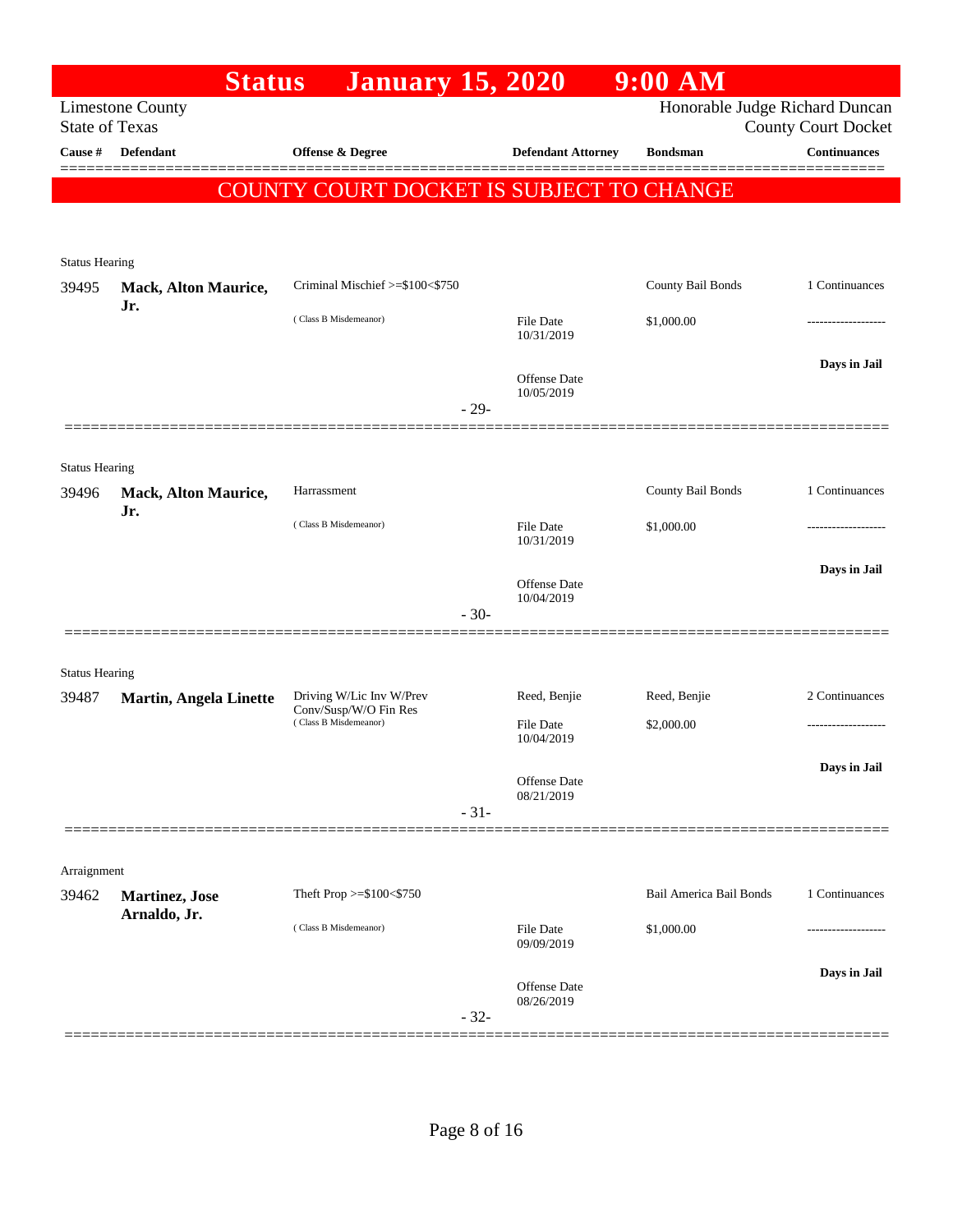# Status January 15, 2020 9:00 AM

Limestone County
State of Texas

Honorable Judge Richard Duncan
County Court Docket

| Cause # | Defendant | Offense & Degree | Defendant Attorney | Bondsman | Continuances |
|---|---|---|---|---|---|

**COUNTY COURT DOCKET IS SUBJECT TO CHANGE**

---

Status Hearing

| Cause # | Defendant | Offense & Degree | Defendant Attorney | Bondsman | Continuances |
|---|---|---|---|---|---|
| 39495 | **Mack, Alton Maurice, Jr.** | Criminal Mischief >=$100<$750 ( Class B Misdemeanor) | File Date 10/31/2019<br>Offense Date 10/05/2019 | County Bail Bonds<br>$1,000.00 | 1 Continuances<br>-------------------<br>**Days in Jail** |

- 29-

---

Status Hearing

| Cause # | Defendant | Offense & Degree | Defendant Attorney | Bondsman | Continuances |
|---|---|---|---|---|---|
| 39496 | **Mack, Alton Maurice, Jr.** | Harrassment ( Class B Misdemeanor) | File Date 10/31/2019<br>Offense Date 10/04/2019 | County Bail Bonds<br>$1,000.00 | 1 Continuances<br>-------------------<br>**Days in Jail** |

- 30-

---

Status Hearing

| Cause # | Defendant | Offense & Degree | Defendant Attorney | Bondsman | Continuances |
|---|---|---|---|---|---|
| 39487 | **Martin, Angela Linette** | Driving W/Lic Inv W/Prev Conv/Susp/W/O Fin Res ( Class B Misdemeanor) | Reed, Benjie<br>File Date 10/04/2019<br>Offense Date 08/21/2019 | Reed, Benjie<br>$2,000.00 | 2 Continuances<br>-------------------<br>**Days in Jail** |

- 31-

---

Arraignment

| Cause # | Defendant | Offense & Degree | Defendant Attorney | Bondsman | Continuances |
|---|---|---|---|---|---|
| 39462 | **Martinez, Jose Arnaldo, Jr.** | Theft Prop >=$100<$750 ( Class B Misdemeanor) | File Date 09/09/2019<br>Offense Date 08/26/2019 | Bail America Bail Bonds<br>$1,000.00 | 1 Continuances<br>-------------------<br>**Days in Jail** |

- 32-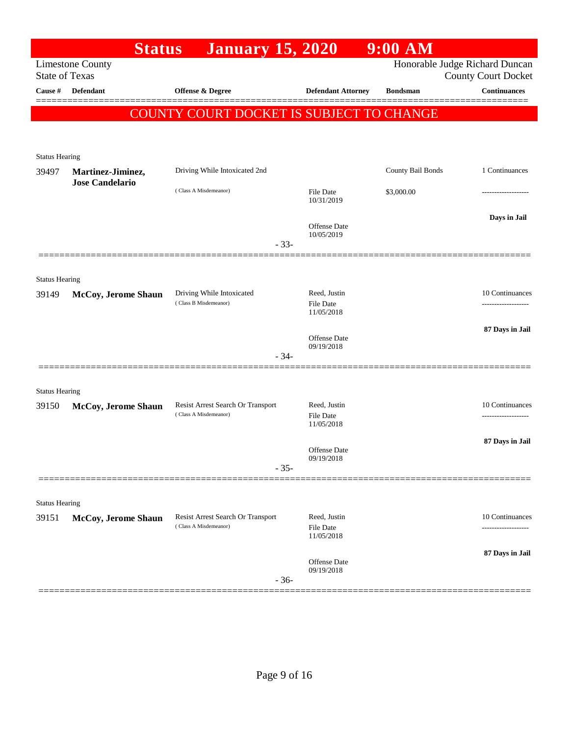# Status January 15, 2020 9:00 AM

Limestone County
State of Texas

Honorable Judge Richard Duncan
County Court Docket

| Cause # | Defendant | Offense & Degree | Defendant Attorney | Bondsman | Continuances |
|---|---|---|---|---|---|

**COUNTY COURT DOCKET IS SUBJECT TO CHANGE**

---

Status Hearing

| Cause # | Defendant | Offense & Degree | Defendant Attorney | Bondsman | Continuances |
|---|---|---|---|---|---|
| 39497 | **Martinez-Jiminez, Jose Candelario** | Driving While Intoxicated 2nd (Class A Misdemeanor) | File Date 10/31/2019<br>Offense Date 10/05/2019 | County Bail Bonds<br>$3,000.00 | 1 Continuances<br>-------------------<br>**Days in Jail** |

- 33-

---

Status Hearing

| Cause # | Defendant | Offense & Degree | Defendant Attorney | Bondsman | Continuances |
|---|---|---|---|---|---|
| 39149 | **McCoy, Jerome Shaun** | Driving While Intoxicated (Class B Misdemeanor) | Reed, Justin<br>File Date 11/05/2018<br>Offense Date 09/19/2018 | | 10 Continuances<br>-------------------<br>**87 Days in Jail** |

- 34-

---

Status Hearing

| Cause # | Defendant | Offense & Degree | Defendant Attorney | Bondsman | Continuances |
|---|---|---|---|---|---|
| 39150 | **McCoy, Jerome Shaun** | Resist Arrest Search Or Transport (Class A Misdemeanor) | Reed, Justin<br>File Date 11/05/2018<br>Offense Date 09/19/2018 | | 10 Continuances<br>-------------------<br>**87 Days in Jail** |

- 35-

---

Status Hearing

| Cause # | Defendant | Offense & Degree | Defendant Attorney | Bondsman | Continuances |
|---|---|---|---|---|---|
| 39151 | **McCoy, Jerome Shaun** | Resist Arrest Search Or Transport (Class A Misdemeanor) | Reed, Justin<br>File Date 11/05/2018<br>Offense Date 09/19/2018 | | 10 Continuances<br>-------------------<br>**87 Days in Jail** |

- 36-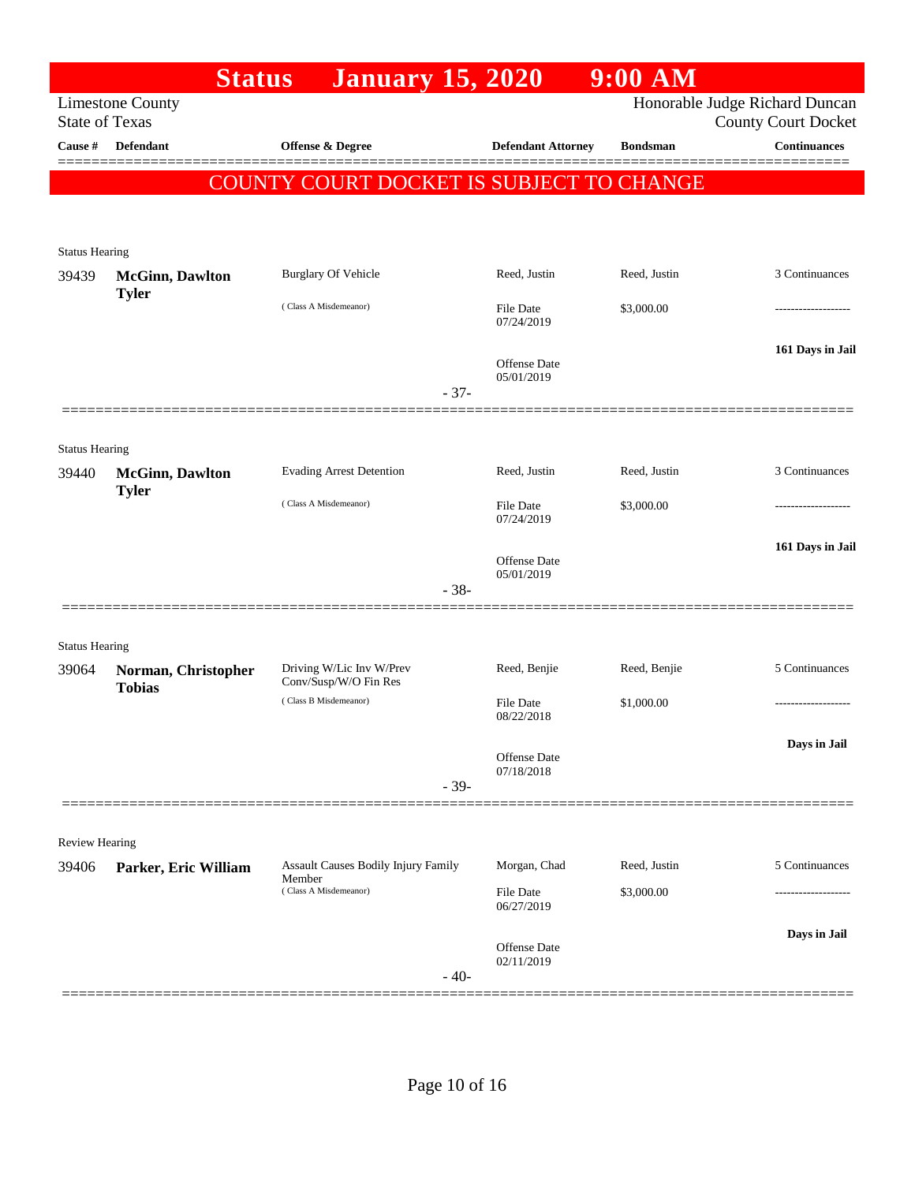# Status January 15, 2020 9:00 AM

Limestone County
State of Texas

Honorable Judge Richard Duncan
County Court Docket

| Cause # | Defendant | Offense & Degree | Defendant Attorney | Bondsman | Continuances |
|---|---|---|---|---|---|

**COUNTY COURT DOCKET IS SUBJECT TO CHANGE**

Status Hearing

| Cause # | Defendant | Offense & Degree | Defendant Attorney | Bondsman | Continuances |
|---|---|---|---|---|---|
| 39439 | **McGinn, Dawlton Tyler** | Burglary Of Vehicle | Reed, Justin | Reed, Justin | 3 Continuances |
| | | (Class A Misdemeanor) | File Date 07/24/2019 | $3,000.00 | ------------------- |
| | | | Offense Date 05/01/2019 | | **161 Days in Jail** |

- 37-

Status Hearing

| Cause # | Defendant | Offense & Degree | Defendant Attorney | Bondsman | Continuances |
|---|---|---|---|---|---|
| 39440 | **McGinn, Dawlton Tyler** | Evading Arrest Detention | Reed, Justin | Reed, Justin | 3 Continuances |
| | | (Class A Misdemeanor) | File Date 07/24/2019 | $3,000.00 | ------------------- |
| | | | Offense Date 05/01/2019 | | **161 Days in Jail** |

- 38-

Status Hearing

| Cause # | Defendant | Offense & Degree | Defendant Attorney | Bondsman | Continuances |
|---|---|---|---|---|---|
| 39064 | **Norman, Christopher Tobias** | Driving W/Lic Inv W/Prev Conv/Susp/W/O Fin Res | Reed, Benjie | Reed, Benjie | 5 Continuances |
| | | (Class B Misdemeanor) | File Date 08/22/2018 | $1,000.00 | ------------------- |
| | | | Offense Date 07/18/2018 | | **Days in Jail** |

- 39-

Review Hearing

| Cause # | Defendant | Offense & Degree | Defendant Attorney | Bondsman | Continuances |
|---|---|---|---|---|---|
| 39406 | **Parker, Eric William** | Assault Causes Bodily Injury Family Member | Morgan, Chad | Reed, Justin | 5 Continuances |
| | | (Class A Misdemeanor) | File Date 06/27/2019 | $3,000.00 | ------------------- |
| | | | Offense Date 02/11/2019 | | **Days in Jail** |

- 40-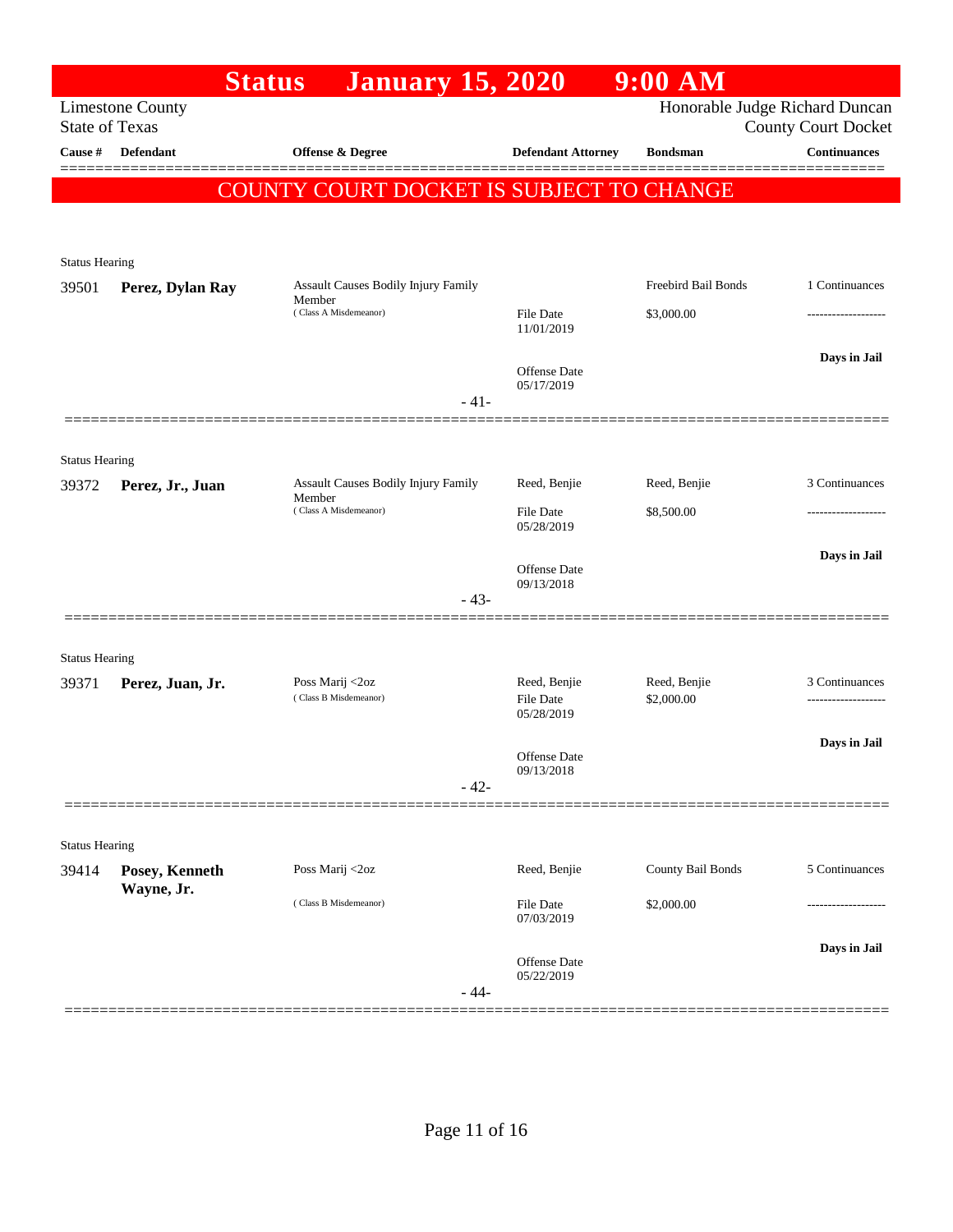# Status January 15, 2020 9:00 AM

Limestone County
State of Texas

Honorable Judge Richard Duncan
County Court Docket

| Cause # | Defendant | Offense & Degree | Defendant Attorney | Bondsman | Continuances |
|---|---|---|---|---|---|

**COUNTY COURT DOCKET IS SUBJECT TO CHANGE**

Status Hearing

| Cause # | Defendant | Offense & Degree | Defendant Attorney | Bondsman | Continuances |
|---|---|---|---|---|---|
| 39501 | **Perez, Dylan Ray** | Assault Causes Bodily Injury Family Member ( Class A Misdemeanor) | File Date 11/01/2019<br>Offense Date 05/17/2019 | Freebird Bail Bonds<br>$3,000.00 | 1 Continuances<br>-------------------<br>**Days in Jail** |

- 41-

Status Hearing

| Cause # | Defendant | Offense & Degree | Defendant Attorney | Bondsman | Continuances |
|---|---|---|---|---|---|
| 39372 | **Perez, Jr., Juan** | Assault Causes Bodily Injury Family Member ( Class A Misdemeanor) | Reed, Benjie<br>File Date 05/28/2019<br>Offense Date 09/13/2018 | Reed, Benjie<br>$8,500.00 | 3 Continuances<br>-------------------<br>**Days in Jail** |

- 43-

Status Hearing

| Cause # | Defendant | Offense & Degree | Defendant Attorney | Bondsman | Continuances |
|---|---|---|---|---|---|
| 39371 | **Perez, Juan, Jr.** | Poss Marij <2oz ( Class B Misdemeanor) | Reed, Benjie<br>File Date 05/28/2019<br>Offense Date 09/13/2018 | Reed, Benjie<br>$2,000.00 | 3 Continuances<br>-------------------<br>**Days in Jail** |

- 42-

Status Hearing

| Cause # | Defendant | Offense & Degree | Defendant Attorney | Bondsman | Continuances |
|---|---|---|---|---|---|
| 39414 | **Posey, Kenneth Wayne, Jr.** | Poss Marij <2oz ( Class B Misdemeanor) | Reed, Benjie<br>File Date 07/03/2019<br>Offense Date 05/22/2019 | County Bail Bonds<br>$2,000.00 | 5 Continuances<br>-------------------<br>**Days in Jail** |

- 44-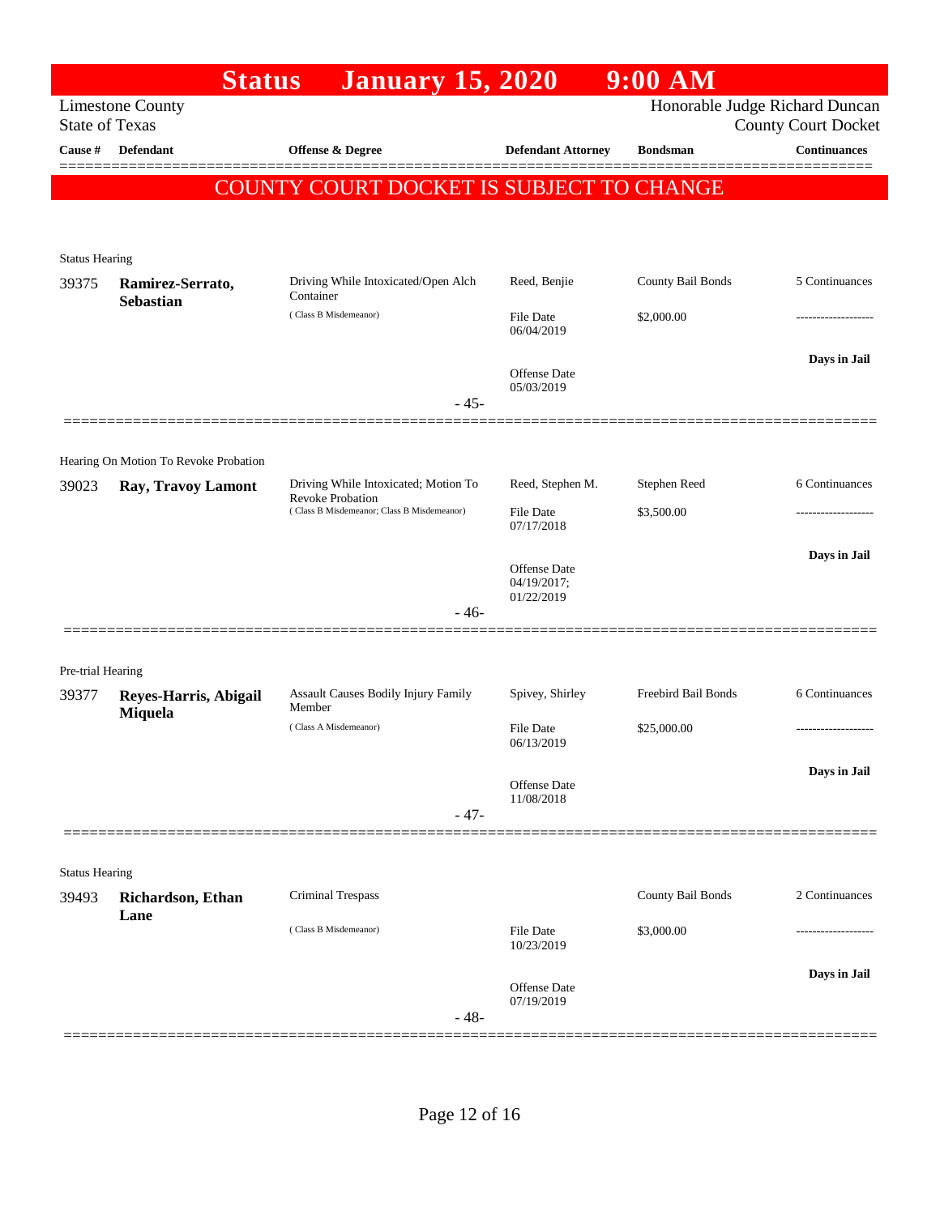# Status January 15, 2020 9:00 AM

Limestone County
State of Texas

Honorable Judge Richard Duncan
County Court Docket

| Cause # | Defendant | Offense & Degree | Defendant Attorney | Bondsman | Continuances |
|---|---|---|---|---|---|

**COUNTY COURT DOCKET IS SUBJECT TO CHANGE**

Status Hearing

| Cause # | Defendant | Offense & Degree | Defendant Attorney | Bondsman | Continuances |
|---|---|---|---|---|---|
| 39375 | **Ramirez-Serrato, Sebastian** | Driving While Intoxicated/Open Alch Container (Class B Misdemeanor) | Reed, Benjie | County Bail Bonds | 5 Continuances |
| | | | File Date 06/04/2019 | $2,000.00 | ------------------- |
| | | | Offense Date 05/03/2019 | | **Days in Jail** |

- 45-

Hearing On Motion To Revoke Probation

| Cause # | Defendant | Offense & Degree | Defendant Attorney | Bondsman | Continuances |
|---|---|---|---|---|---|
| 39023 | **Ray, Travoy Lamont** | Driving While Intoxicated; Motion To Revoke Probation (Class B Misdemeanor; Class B Misdemeanor) | Reed, Stephen M. | Stephen Reed | 6 Continuances |
| | | | File Date 07/17/2018 | $3,500.00 | ------------------- |
| | | | Offense Date 04/19/2017; 01/22/2019 | | **Days in Jail** |

- 46-

Pre-trial Hearing

| Cause # | Defendant | Offense & Degree | Defendant Attorney | Bondsman | Continuances |
|---|---|---|---|---|---|
| 39377 | **Reyes-Harris, Abigail Miquela** | Assault Causes Bodily Injury Family Member (Class A Misdemeanor) | Spivey, Shirley | Freebird Bail Bonds | 6 Continuances |
| | | | File Date 06/13/2019 | $25,000.00 | ------------------- |
| | | | Offense Date 11/08/2018 | | **Days in Jail** |

- 47-

Status Hearing

| Cause # | Defendant | Offense & Degree | Defendant Attorney | Bondsman | Continuances |
|---|---|---|---|---|---|
| 39493 | **Richardson, Ethan Lane** | Criminal Trespass (Class B Misdemeanor) | | County Bail Bonds | 2 Continuances |
| | | | File Date 10/23/2019 | $3,000.00 | ------------------- |
| | | | Offense Date 07/19/2019 | | **Days in Jail** |

- 48-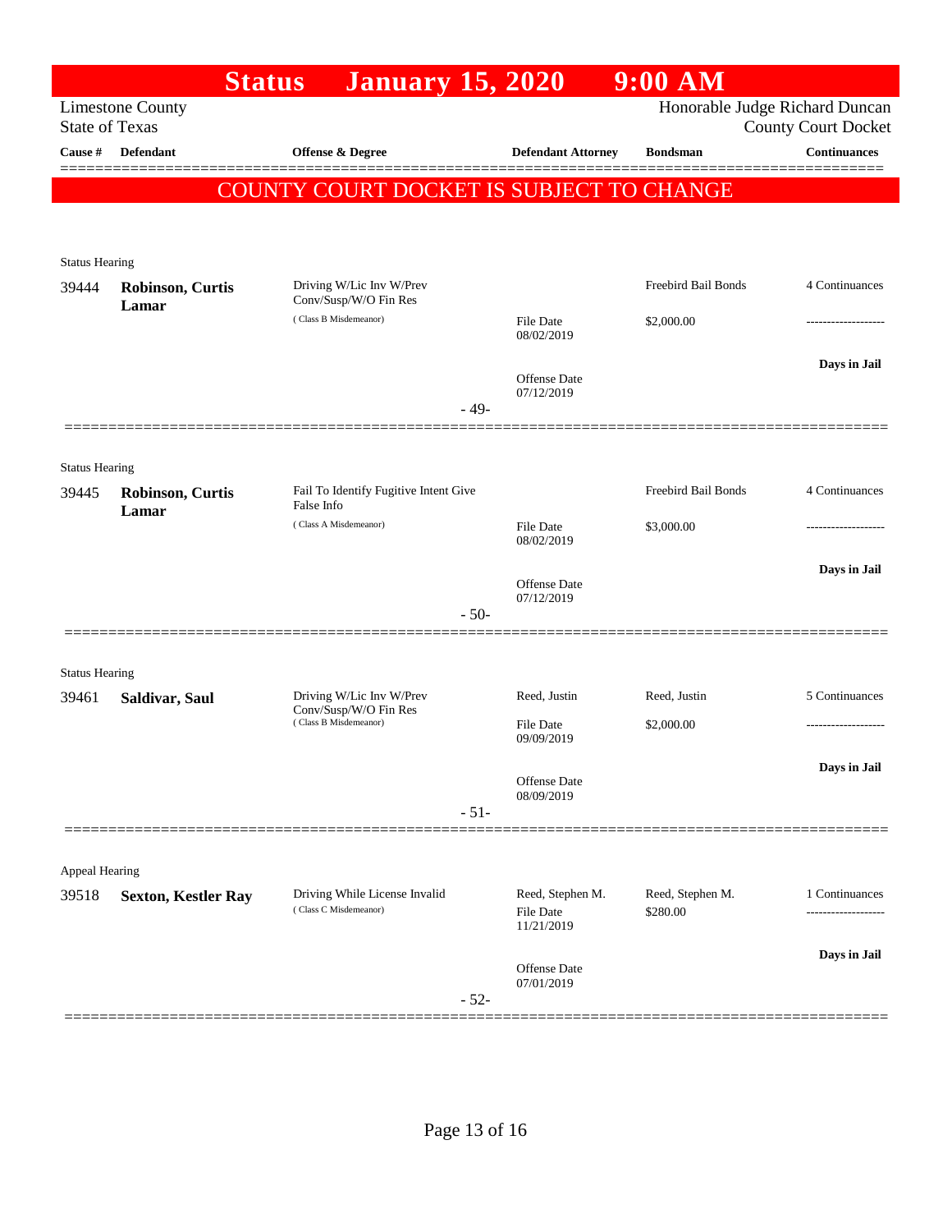# Status January 15, 2020 9:00 AM

Limestone County
State of Texas

Honorable Judge Richard Duncan
County Court Docket

**COUNTY COURT DOCKET IS SUBJECT TO CHANGE**

| Cause # | Defendant | Offense & Degree | Defendant Attorney | Bondsman | Continuances |
|---|---|---|---|---|---|
| Status Hearing | | | | | |
| 39444 | **Robinson, Curtis Lamar** | Driving W/Lic Inv W/Prev Conv/Susp/W/O Fin Res (Class B Misdemeanor) | File Date 08/02/2019<br>Offense Date 07/12/2019 | Freebird Bail Bonds<br>$2,000.00 | 4 Continuances<br>-------------------<br>**Days in Jail** |
| | | - 49- | | | |
| Status Hearing | | | | | |
| 39445 | **Robinson, Curtis Lamar** | Fail To Identify Fugitive Intent Give False Info (Class A Misdemeanor) | File Date 08/02/2019<br>Offense Date 07/12/2019 | Freebird Bail Bonds<br>$3,000.00 | 4 Continuances<br>-------------------<br>**Days in Jail** |
| | | - 50- | | | |
| Status Hearing | | | | | |
| 39461 | **Saldivar, Saul** | Driving W/Lic Inv W/Prev Conv/Susp/W/O Fin Res (Class B Misdemeanor) | Reed, Justin<br>File Date 09/09/2019<br>Offense Date 08/09/2019 | Reed, Justin<br>$2,000.00 | 5 Continuances<br>-------------------<br>**Days in Jail** |
| | | - 51- | | | |
| Appeal Hearing | | | | | |
| 39518 | **Sexton, Kestler Ray** | Driving While License Invalid (Class C Misdemeanor) | Reed, Stephen M.<br>File Date 11/21/2019<br>Offense Date 07/01/2019 | Reed, Stephen M.<br>$280.00 | 1 Continuances<br>-------------------<br>**Days in Jail** |
| | | - 52- | | | |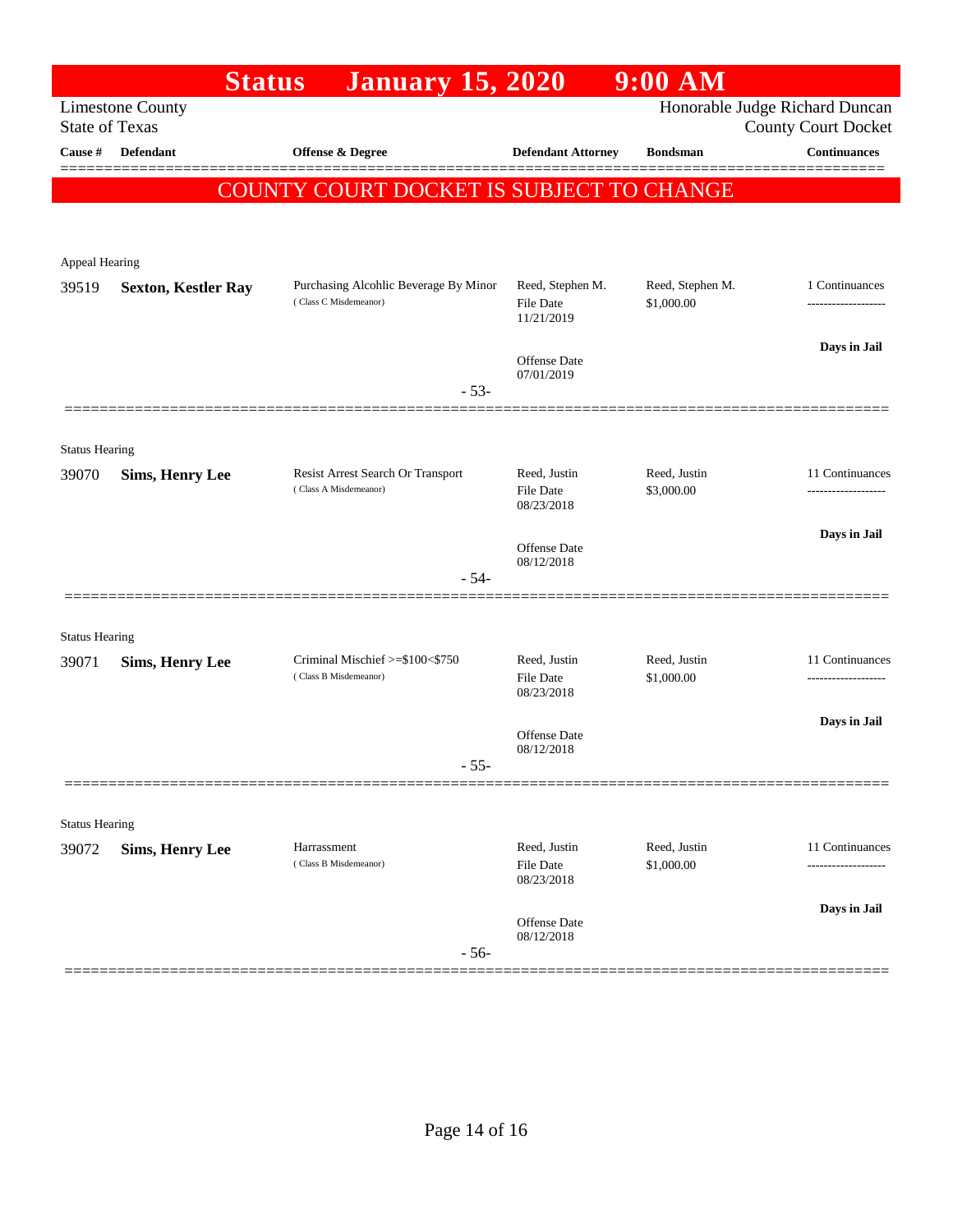# Status January 15, 2020 9:00 AM

Limestone County
State of Texas

Honorable Judge Richard Duncan
County Court Docket

| Cause # | Defendant | Offense & Degree | Defendant Attorney | Bondsman | Continuances |
|---|---|---|---|---|---|

**COUNTY COURT DOCKET IS SUBJECT TO CHANGE**

Appeal Hearing

| Cause # | Defendant | Offense & Degree | Defendant Attorney | Bondsman | Continuances |
|---|---|---|---|---|---|
| 39519 | **Sexton, Kestler Ray** | Purchasing Alcohlic Beverage By Minor (Class C Misdemeanor) | Reed, Stephen M. File Date 11/21/2019 Offense Date 07/01/2019 | Reed, Stephen M. $1,000.00 | 1 Continuances ------------------- **Days in Jail** |

- 53-

Status Hearing

| Cause # | Defendant | Offense & Degree | Defendant Attorney | Bondsman | Continuances |
|---|---|---|---|---|---|
| 39070 | **Sims, Henry Lee** | Resist Arrest Search Or Transport (Class A Misdemeanor) | Reed, Justin File Date 08/23/2018 Offense Date 08/12/2018 | Reed, Justin $3,000.00 | 11 Continuances ------------------- **Days in Jail** |

- 54-

Status Hearing

| Cause # | Defendant | Offense & Degree | Defendant Attorney | Bondsman | Continuances |
|---|---|---|---|---|---|
| 39071 | **Sims, Henry Lee** | Criminal Mischief >=$100<$750 (Class B Misdemeanor) | Reed, Justin File Date 08/23/2018 Offense Date 08/12/2018 | Reed, Justin $1,000.00 | 11 Continuances ------------------- **Days in Jail** |

- 55-

Status Hearing

| Cause # | Defendant | Offense & Degree | Defendant Attorney | Bondsman | Continuances |
|---|---|---|---|---|---|
| 39072 | **Sims, Henry Lee** | Harrassment (Class B Misdemeanor) | Reed, Justin File Date 08/23/2018 Offense Date 08/12/2018 | Reed, Justin $1,000.00 | 11 Continuances ------------------- **Days in Jail** |

- 56-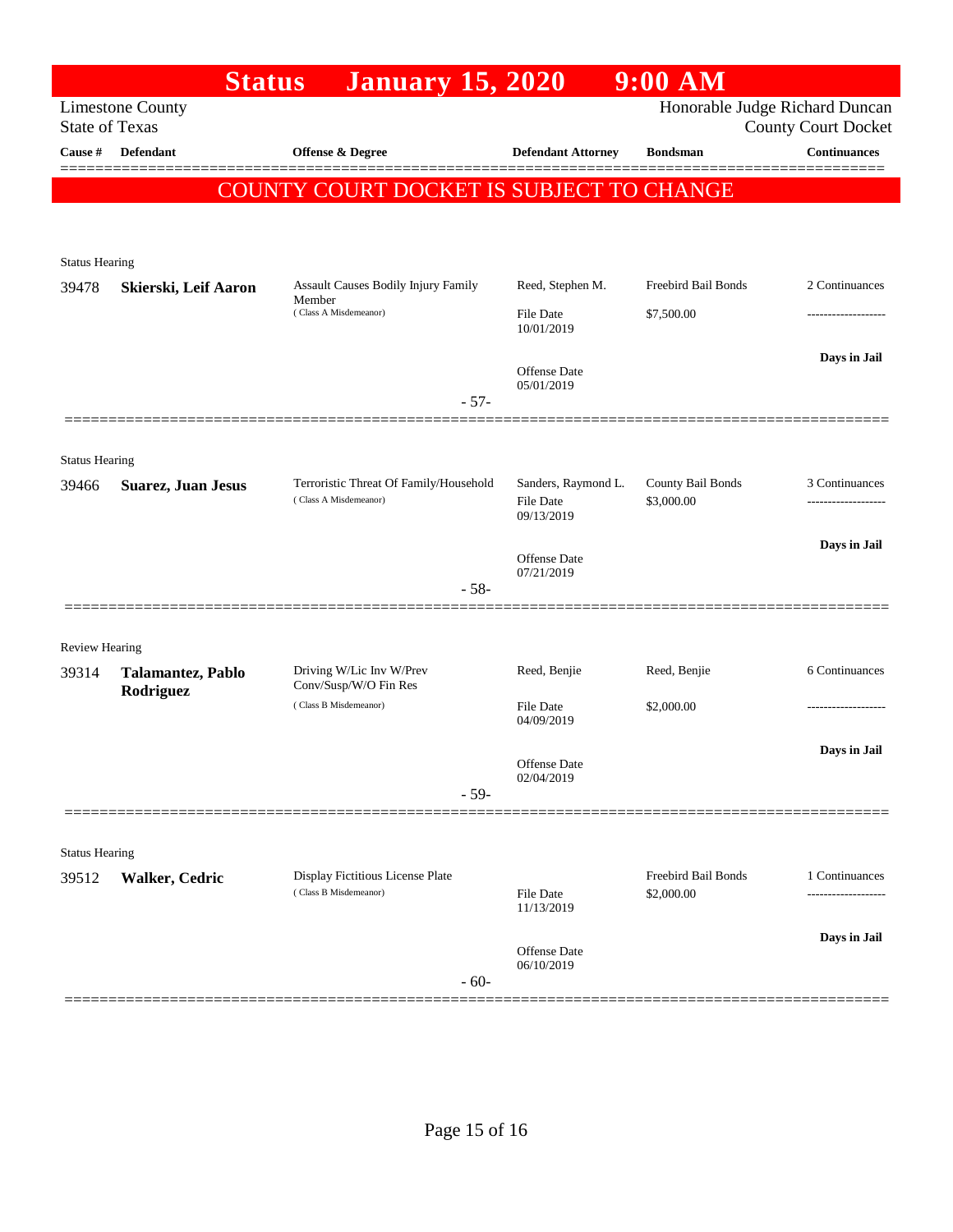# Status January 15, 2020 9:00 AM

Limestone County
State of Texas

Honorable Judge Richard Duncan
County Court Docket

COUNTY COURT DOCKET IS SUBJECT TO CHANGE

| Cause # | Defendant | Offense & Degree | Defendant Attorney | Bondsman | Continuances |
|---|---|---|---|---|---|
| Status Hearing | | | | | |
| 39478 | **Skierski, Leif Aaron** | Assault Causes Bodily Injury Family Member (Class A Misdemeanor) | Reed, Stephen M. File Date 10/01/2019 Offense Date 05/01/2019 | Freebird Bail Bonds $7,500.00 | 2 Continuances ------------------- **Days in Jail** |
| | | - 57- | | | |
| Status Hearing | | | | | |
| 39466 | **Suarez, Juan Jesus** | Terroristic Threat Of Family/Household (Class A Misdemeanor) | Sanders, Raymond L. File Date 09/13/2019 Offense Date 07/21/2019 | County Bail Bonds $3,000.00 | 3 Continuances ------------------- **Days in Jail** |
| | | - 58- | | | |
| Review Hearing | | | | | |
| 39314 | **Talamantez, Pablo Rodriguez** | Driving W/Lic Inv W/Prev Conv/Susp/W/O Fin Res (Class B Misdemeanor) | Reed, Benjie File Date 04/09/2019 Offense Date 02/04/2019 | Reed, Benjie $2,000.00 | 6 Continuances ------------------- **Days in Jail** |
| | | - 59- | | | |
| Status Hearing | | | | | |
| 39512 | **Walker, Cedric** | Display Fictitious License Plate (Class B Misdemeanor) | File Date 11/13/2019 Offense Date 06/10/2019 | Freebird Bail Bonds $2,000.00 | 1 Continuances ------------------- **Days in Jail** |
| | | - 60- | | | |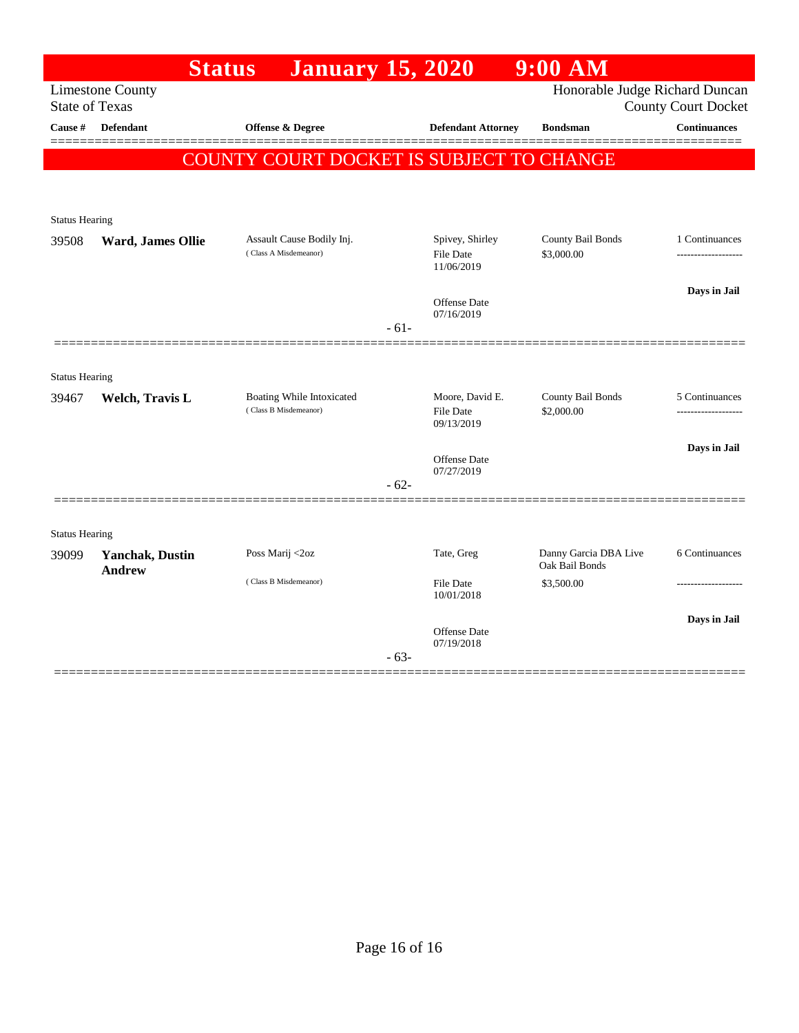# Status January 15, 2020 9:00 AM

Limestone County
State of Texas

Honorable Judge Richard Duncan
County Court Docket

| Cause # | Defendant | Offense & Degree | Defendant Attorney | Bondsman | Continuances |
|---|---|---|---|---|---|

**COUNTY COURT DOCKET IS SUBJECT TO CHANGE**

Status Hearing

| Cause # | Defendant | Offense & Degree | Defendant Attorney | Bondsman | Continuances |
|---|---|---|---|---|---|
| 39508 | **Ward, James Ollie** | Assault Cause Bodily Inj. (Class A Misdemeanor) | Spivey, Shirley<br>File Date 11/06/2019<br>Offense Date 07/16/2019 | County Bail Bonds<br>$3,000.00 | 1 Continuances<br>-------------------<br>**Days in Jail** |

- 61-

Status Hearing

| Cause # | Defendant | Offense & Degree | Defendant Attorney | Bondsman | Continuances |
|---|---|---|---|---|---|
| 39467 | **Welch, Travis L** | Boating While Intoxicated (Class B Misdemeanor) | Moore, David E.<br>File Date 09/13/2019<br>Offense Date 07/27/2019 | County Bail Bonds<br>$2,000.00 | 5 Continuances<br>-------------------<br>**Days in Jail** |

- 62-

Status Hearing

| Cause # | Defendant | Offense & Degree | Defendant Attorney | Bondsman | Continuances |
|---|---|---|---|---|---|
| 39099 | **Yanchak, Dustin Andrew** | Poss Marij <2oz (Class B Misdemeanor) | Tate, Greg<br>File Date 10/01/2018<br>Offense Date 07/19/2018 | Danny Garcia DBA Live Oak Bail Bonds<br>$3,500.00 | 6 Continuances<br>-------------------<br>**Days in Jail** |

- 63-